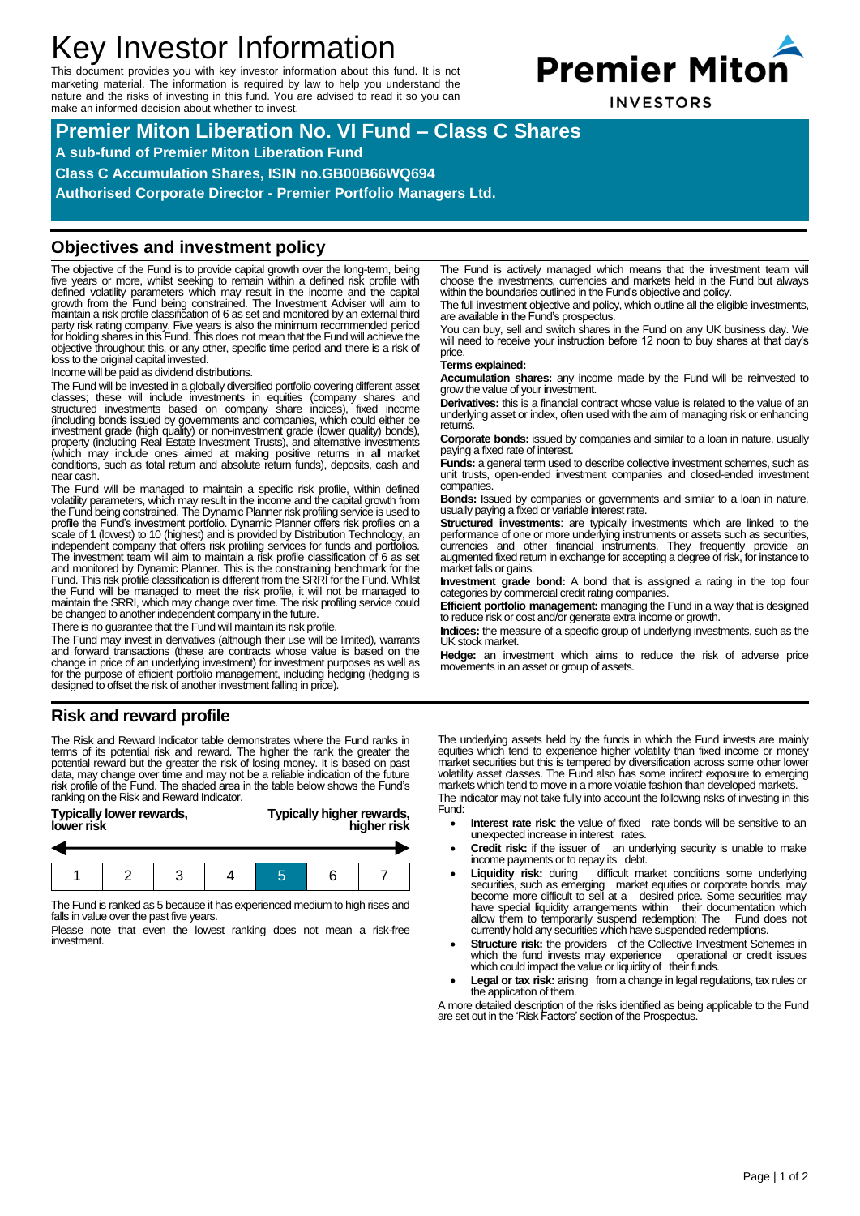# Key Investor Information

This document provides you with key investor information about this fund. It is not marketing material. The information is required by law to help you understand the nature and the risks of investing in this fund. You are advised to read it so you can make an informed decision about whether to invest.

**Premier Miton INVESTORS**

## Premier Miton Liberation No. VI Fund – Class C Shares

**A sub-fund of Premier Miton Liberation Fund**

**Class C Accumulation Shares, ISIN no.GB00B66WQ694**

**Authorised Corporate Director - Premier Portfolio Managers Ltd.**

## Objectives and investment policy

The objective of the Fund is to provide capital growth over the long-term, being five years or more, whilst seeking to remain within a defined risk profile with defined volatility parameters which may result in the income and the capital growth from the Fund being constrained. The Investment Adviser will aim to maintain a risk profile classification of 6 as set and monitored by an external third party risk rating company. Five years is also the minimum recommended period for holding shares in this Fund. This does not mean that the Fund will achieve the objective throughout this, or any other, specific time period and there is a risk of loss to the original capital invested.

Income will be paid as dividend distributions.

The Fund will be invested in a globally diversified portfolio covering different asset classes; these will include investments in equities (company shares and structured investments based on company share indices), fixed income (including bonds issued by governments and companies, which could either be investment grade (high quality) or non-investment grade (lower quality) bonds), property (including Real Estate Investment Trusts), and alternative investments (which may include ones aimed at making positive returns in all market conditions, such as total return and absolute return funds), deposits, cash and near cash.

The Fund will be managed to maintain a specific risk profile, within defined volatility parameters, which may result in the income and the capital growth from the Fund being constrained. The Dynamic Planner risk profiling service is used to profile the Fund's investment portfolio. Dynamic Planner offers risk profiles on a scale of 1 (lowest) to 10 (highest) and is provided by Distribution Technology, an independent company that offers risk profiling services for funds and portfolios. The investment team will aim to maintain a risk profile classification of 6 as set and monitored by Dynamic Planner. This is the constraining benchmark for the Fund. This risk profile classification is different from the SRRI for the Fund. Whilst the Fund will be managed to meet the risk profile, it will not be managed to maintain the SRRI, which may change over time. The risk profiling service could be changed to another independent company in the future.

There is no guarantee that the Fund will maintain its risk profile.

The Fund may invest in derivatives (although their use will be limited), warrants and forward transactions (these are contracts whose value is based on the change in price of an underlying investment) for investment purposes as well as for the purpose of efficient portfolio management, including hedging (hedging is designed to offset the risk of another investment falling in price).

The Fund is actively managed which means that the investment team will choose the investments, currencies and markets held in the Fund but always within the boundaries outlined in the Fund's objective and policy.

The full investment objective and policy, which outline all the eligible investments, are available in the Fund's prospectus.

You can buy, sell and switch shares in the Fund on any UK business day. We will need to receive your instruction before 12 noon to buy shares at that day's price.

**Terms explained:**

**Accumulation shares:** any income made by the Fund will be reinvested to grow the value of your investment.

**Derivatives:** this is a financial contract whose value is related to the value of an underlying asset or index, often used with the aim of managing risk or enhancing returns.

**Corporate bonds:** issued by companies and similar to a loan in nature, usually paying a fixed rate of interest.

**Funds:** a general term used to describe collective investment schemes, such as unit trusts, open-ended investment companies and closed-ended investment companies.

**Bonds:** Issued by companies or governments and similar to a loan in nature, usually paying a fixed or variable interest rate.

**Structured investments**: are typically investments which are linked to the performance of one or more underlying instruments or assets such as securities, currencies and other financial instruments. They frequently provide an augmented fixed return in exchange for accepting a degree of risk, for instance to market falls or gains.

**Investment grade bond:** A bond that is assigned a rating in the top four categories by commercial credit rating companies.

**Efficient portfolio management:** managing the Fund in a way that is designed to reduce risk or cost and/or generate extra income or growth.

**Indices:** the measure of a specific group of underlying investments, such as the UK stock market.

**Hedge:** an investment which aims to reduce the risk of adverse price movements in an asset or group of assets.

## Risk and reward profile

The Risk and Reward Indicator table demonstrates where the Fund ranks in terms of its potential risk and reward. The higher the rank the greater the potential reward but the greater the risk of losing money. It is based on past data, may change over time and may not be a reliable indication of the future risk profile of the Fund. The shaded area in the table below shows the Fund's ranking on the Risk and Reward Indicator.

**Typically lower rewards, lower risk** ← → **Typically higher rewards, higher risk**

| 1 | 2 | 3 | 4 | **5** | 6 | 7 |
|---|---|---|---|---|---|---|

The Fund is ranked as 5 because it has experienced medium to high rises and falls in value over the past five years.

Please note that even the lowest ranking does not mean a risk-free investment.

The underlying assets held by the funds in which the Fund invests are mainly equities which tend to experience higher volatility than fixed income or money market securities but this is tempered by diversification across some other lower volatility asset classes. The Fund also has some indirect exposure to emerging markets which tend to move in a more volatile fashion than developed markets.

The indicator may not take fully into account the following risks of investing in this Fund:

- **Interest rate risk**: the value of fixed rate bonds will be sensitive to an unexpected increase in interest rates.
- **Credit risk:** if the issuer of an underlying security is unable to make income payments or to repay its debt.
- **Liquidity risk:** during difficult market conditions some underlying securities, such as emerging market equities or corporate bonds, may become more difficult to sell at a desired price. Some securities may have special liquidity arrangements within their documentation which allow them to temporarily suspend redemption; The Fund does not currently hold any securities which have suspended redemptions.
- **Structure risk:** the providers of the Collective Investment Schemes in which the fund invests may experience operational or credit issues which could impact the value or liquidity of their funds.
- **Legal or tax risk:** arising from a change in legal regulations, tax rules or the application of them.

A more detailed description of the risks identified as being applicable to the Fund are set out in the 'Risk Factors' section of the Prospectus.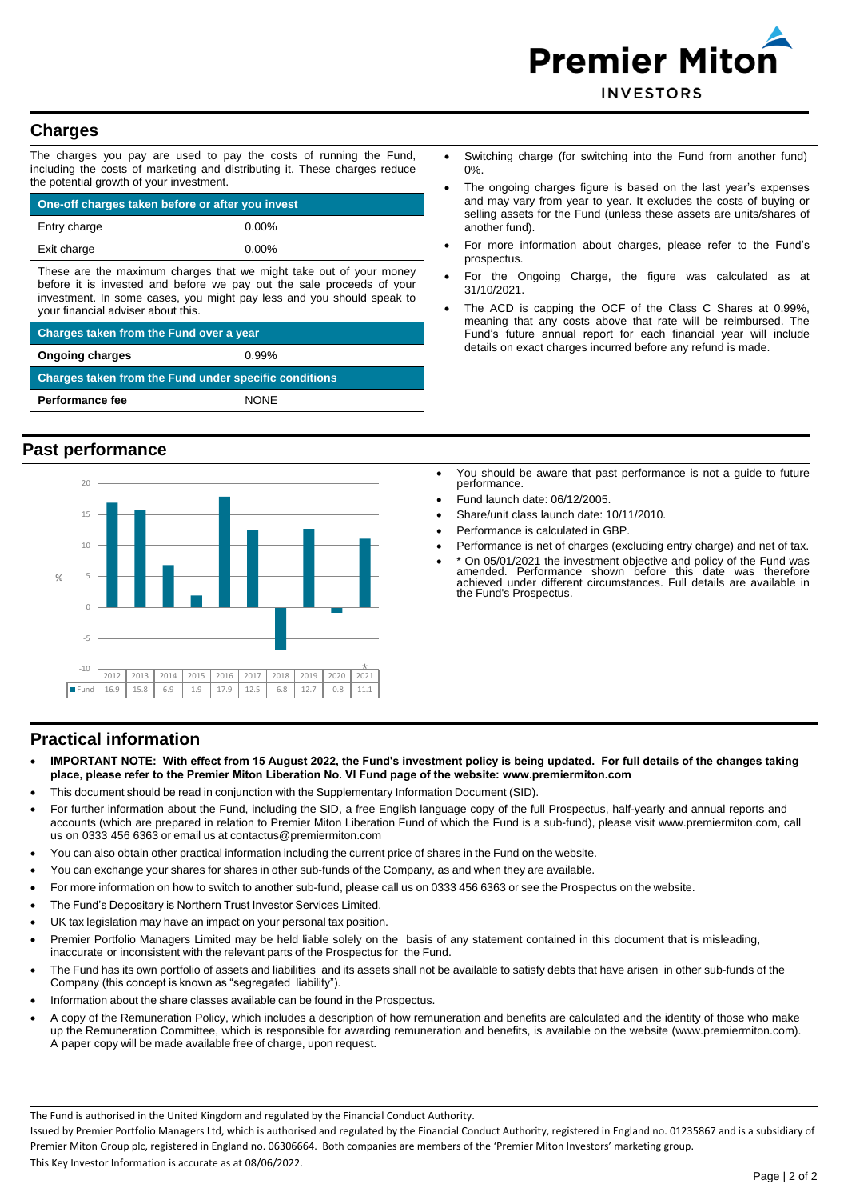## Charges

The charges you pay are used to pay the costs of running the Fund, including the costs of marketing and distributing it. These charges reduce the potential growth of your investment.

| One-off charges taken before or after you invest | |
|---|---|
| Entry charge | 0.00% |
| Exit charge | 0.00% |
| These are the maximum charges that we might take out of your money before it is invested and before we pay out the sale proceeds of your investment. In some cases, you might pay less and you should speak to your financial adviser about this. | |
| **Charges taken from the Fund over a year** | |
| **Ongoing charges** | 0.99% |
| **Charges taken from the Fund under specific conditions** | |
| **Performance fee** | NONE |

- Switching charge (for switching into the Fund from another fund) 0%.
- The ongoing charges figure is based on the last year's expenses and may vary from year to year. It excludes the costs of buying or selling assets for the Fund (unless these assets are units/shares of another fund).
- For more information about charges, please refer to the Fund's prospectus.
- For the Ongoing Charge, the figure was calculated as at 31/10/2021.
- The ACD is capping the OCF of the Class C Shares at 0.99%, meaning that any costs above that rate will be reimbursed. The Fund's future annual report for each financial year will include details on exact charges incurred before any refund is made.

## Past performance

%
20
15
10
5
0
-5
-10

2012 2013 2014 2015 2016 2017 2018 2019 2020 2021*

Fund 16.9 15.8 6.9 1.9 17.9 12.5 -6.8 12.7 -0.8 11.1

- You should be aware that past performance is not a guide to future performance.
- Fund launch date: 06/12/2005.
- Share/unit class launch date: 10/11/2010.
- Performance is calculated in GBP.
- Performance is net of charges (excluding entry charge) and net of tax.
- * On 05/01/2021 the investment objective and policy of the Fund was amended. Performance shown before this date was therefore achieved under different circumstances. Full details are available in the Fund's Prospectus.

## Practical information

- **IMPORTANT NOTE: With effect from 15 August 2022, the Fund's investment policy is being updated. For full details of the changes taking place, please refer to the Premier Miton Liberation No. VI Fund page of the website: www.premiermiton.com**
- This document should be read in conjunction with the Supplementary Information Document (SID).
- For further information about the Fund, including the SID, a free English language copy of the full Prospectus, half-yearly and annual reports and accounts (which are prepared in relation to Premier Miton Liberation Fund of which the Fund is a sub-fund), please visit www.premiermiton.com, call us on 0333 456 6363 or email us at contactus@premiermiton.com
- You can also obtain other practical information including the current price of shares in the Fund on the website.
- You can exchange your shares for shares in other sub-funds of the Company, as and when they are available.
- For more information on how to switch to another sub-fund, please call us on 0333 456 6363 or see the Prospectus on the website.
- The Fund's Depositary is Northern Trust Investor Services Limited.
- UK tax legislation may have an impact on your personal tax position.
- Premier Portfolio Managers Limited may be held liable solely on the basis of any statement contained in this document that is misleading, inaccurate or inconsistent with the relevant parts of the Prospectus for the Fund.
- The Fund has its own portfolio of assets and liabilities and its assets shall not be available to satisfy debts that have arisen in other sub-funds of the Company (this concept is known as "segregated liability").
- Information about the share classes available can be found in the Prospectus.
- A copy of the Remuneration Policy, which includes a description of how remuneration and benefits are calculated and the identity of those who make up the Remuneration Committee, which is responsible for awarding remuneration and benefits, is available on the website (www.premiermiton.com). A paper copy will be made available free of charge, upon request.

The Fund is authorised in the United Kingdom and regulated by the Financial Conduct Authority.

Issued by Premier Portfolio Managers Ltd, which is authorised and regulated by the Financial Conduct Authority, registered in England no. 01235867 and is a subsidiary of Premier Miton Group plc, registered in England no. 06306664. Both companies are members of the 'Premier Miton Investors' marketing group.

This Key Investor Information is accurate as at 08/06/2022.